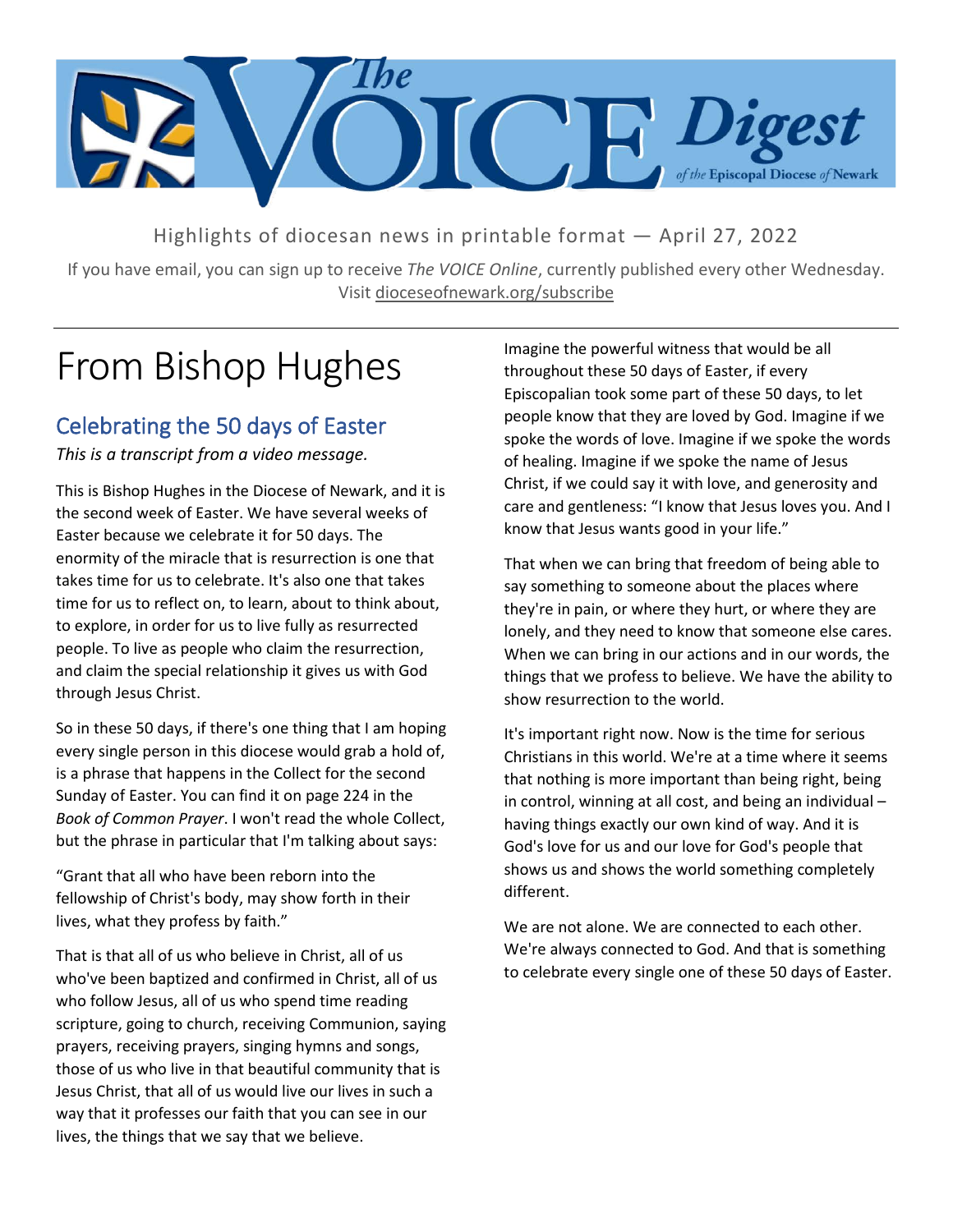# The VOICE Digest of the Episcopal Diocese of Newark

Highlights of diocesan news in printable format — April 27, 2022

If you have email, you can sign up to receive *The VOICE Online*, currently published every other Wednesday. Visit dioceseofnewark.org/subscribe

# From Bishop Hughes

## Celebrating the 50 days of Easter

*This is a transcript from a video message.*

This is Bishop Hughes in the Diocese of Newark, and it is the second week of Easter. We have several weeks of Easter because we celebrate it for 50 days. The enormity of the miracle that is resurrection is one that takes time for us to celebrate. It's also one that takes time for us to reflect on, to learn, about to think about, to explore, in order for us to live fully as resurrected people. To live as people who claim the resurrection, and claim the special relationship it gives us with God through Jesus Christ.

So in these 50 days, if there's one thing that I am hoping every single person in this diocese would grab a hold of, is a phrase that happens in the Collect for the second Sunday of Easter. You can find it on page 224 in the *Book of Common Prayer*. I won't read the whole Collect, but the phrase in particular that I'm talking about says:

"Grant that all who have been reborn into the fellowship of Christ's body, may show forth in their lives, what they profess by faith."

That is that all of us who believe in Christ, all of us who've been baptized and confirmed in Christ, all of us who follow Jesus, all of us who spend time reading scripture, going to church, receiving Communion, saying prayers, receiving prayers, singing hymns and songs, those of us who live in that beautiful community that is Jesus Christ, that all of us would live our lives in such a way that it professes our faith that you can see in our lives, the things that we say that we believe.

Imagine the powerful witness that would be all throughout these 50 days of Easter, if every Episcopalian took some part of these 50 days, to let people know that they are loved by God. Imagine if we spoke the words of love. Imagine if we spoke the words of healing. Imagine if we spoke the name of Jesus Christ, if we could say it with love, and generosity and care and gentleness: "I know that Jesus loves you. And I know that Jesus wants good in your life."

That when we can bring that freedom of being able to say something to someone about the places where they're in pain, or where they hurt, or where they are lonely, and they need to know that someone else cares. When we can bring in our actions and in our words, the things that we profess to believe. We have the ability to show resurrection to the world.

It's important right now. Now is the time for serious Christians in this world. We're at a time where it seems that nothing is more important than being right, being in control, winning at all cost, and being an individual – having things exactly our own kind of way. And it is God's love for us and our love for God's people that shows us and shows the world something completely different.

We are not alone. We are connected to each other. We're always connected to God. And that is something to celebrate every single one of these 50 days of Easter.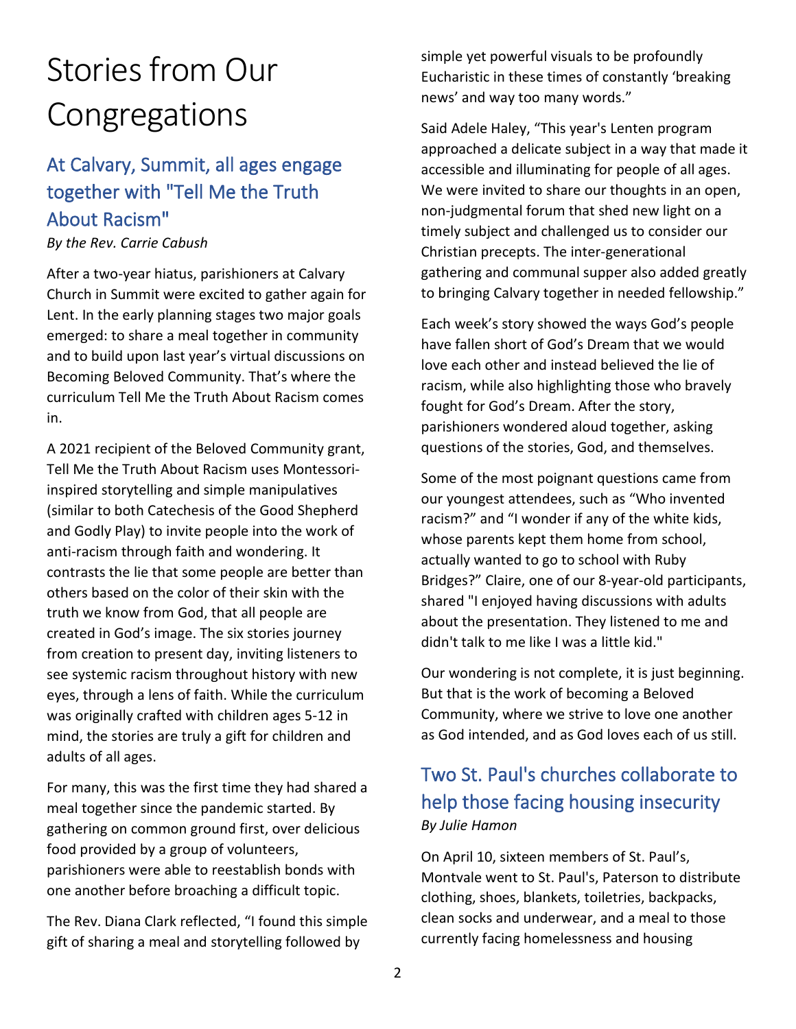# Stories from Our Congregations

## At Calvary, Summit, all ages engage together with "Tell Me the Truth About Racism"

*By the Rev. Carrie Cabush*

After a two-year hiatus, parishioners at Calvary Church in Summit were excited to gather again for Lent. In the early planning stages two major goals emerged: to share a meal together in community and to build upon last year's virtual discussions on Becoming Beloved Community. That's where the curriculum Tell Me the Truth About Racism comes in.

A 2021 recipient of the Beloved Community grant, Tell Me the Truth About Racism uses Montessori-inspired storytelling and simple manipulatives (similar to both Catechesis of the Good Shepherd and Godly Play) to invite people into the work of anti-racism through faith and wondering. It contrasts the lie that some people are better than others based on the color of their skin with the truth we know from God, that all people are created in God's image. The six stories journey from creation to present day, inviting listeners to see systemic racism throughout history with new eyes, through a lens of faith. While the curriculum was originally crafted with children ages 5-12 in mind, the stories are truly a gift for children and adults of all ages.

For many, this was the first time they had shared a meal together since the pandemic started. By gathering on common ground first, over delicious food provided by a group of volunteers, parishioners were able to reestablish bonds with one another before broaching a difficult topic.

The Rev. Diana Clark reflected, "I found this simple gift of sharing a meal and storytelling followed by simple yet powerful visuals to be profoundly Eucharistic in these times of constantly 'breaking news' and way too many words."

Said Adele Haley, "This year's Lenten program approached a delicate subject in a way that made it accessible and illuminating for people of all ages. We were invited to share our thoughts in an open, non-judgmental forum that shed new light on a timely subject and challenged us to consider our Christian precepts. The inter-generational gathering and communal supper also added greatly to bringing Calvary together in needed fellowship."

Each week's story showed the ways God's people have fallen short of God's Dream that we would love each other and instead believed the lie of racism, while also highlighting those who bravely fought for God's Dream. After the story, parishioners wondered aloud together, asking questions of the stories, God, and themselves.

Some of the most poignant questions came from our youngest attendees, such as "Who invented racism?" and "I wonder if any of the white kids, whose parents kept them home from school, actually wanted to go to school with Ruby Bridges?" Claire, one of our 8-year-old participants, shared "I enjoyed having discussions with adults about the presentation. They listened to me and didn't talk to me like I was a little kid."

Our wondering is not complete, it is just beginning. But that is the work of becoming a Beloved Community, where we strive to love one another as God intended, and as God loves each of us still.

## Two St. Paul's churches collaborate to help those facing housing insecurity

*By Julie Hamon*

On April 10, sixteen members of St. Paul's, Montvale went to St. Paul's, Paterson to distribute clothing, shoes, blankets, toiletries, backpacks, clean socks and underwear, and a meal to those currently facing homelessness and housing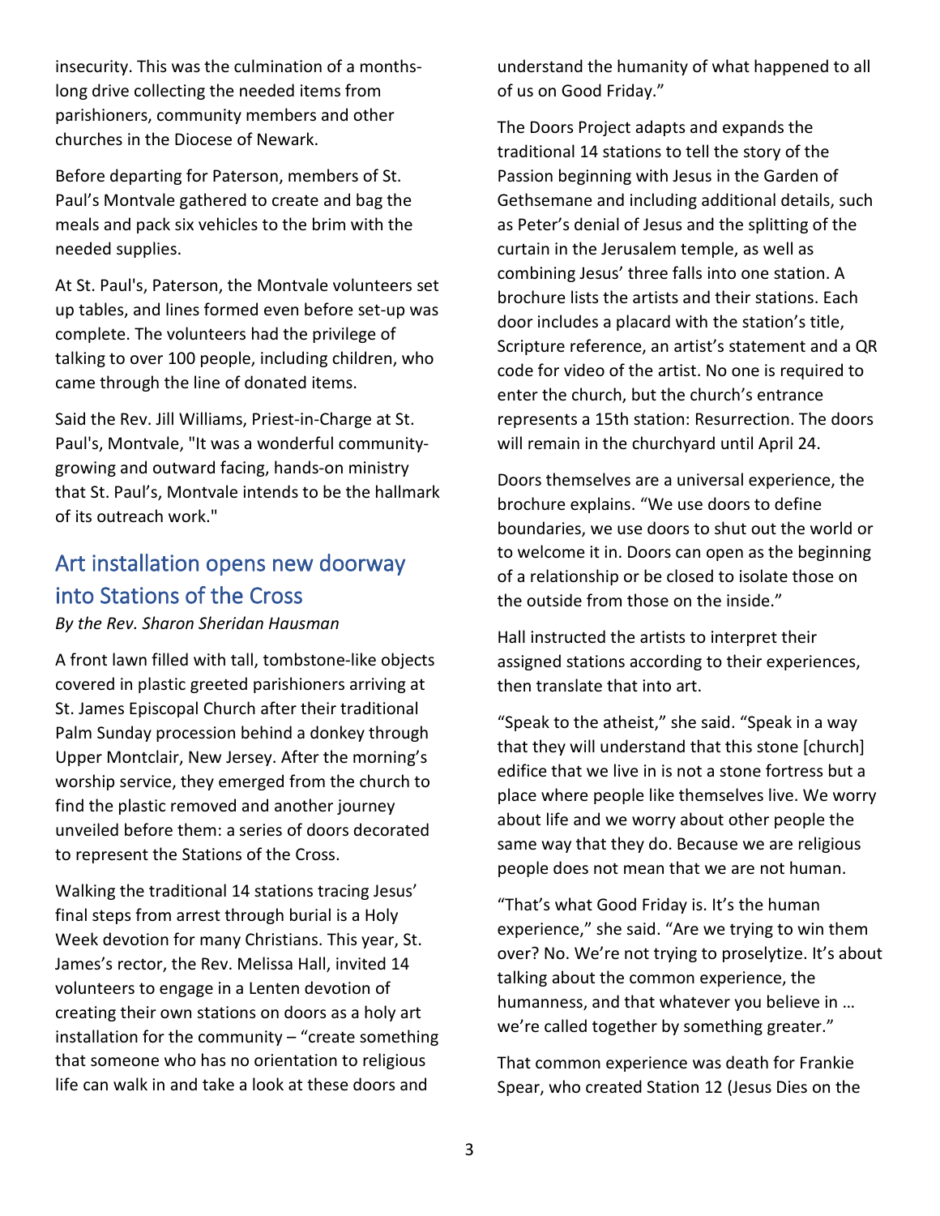insecurity. This was the culmination of a months-long drive collecting the needed items from parishioners, community members and other churches in the Diocese of Newark.

Before departing for Paterson, members of St. Paul's Montvale gathered to create and bag the meals and pack six vehicles to the brim with the needed supplies.

At St. Paul's, Paterson, the Montvale volunteers set up tables, and lines formed even before set-up was complete. The volunteers had the privilege of talking to over 100 people, including children, who came through the line of donated items.

Said the Rev. Jill Williams, Priest-in-Charge at St. Paul's, Montvale, "It was a wonderful community-growing and outward facing, hands-on ministry that St. Paul's, Montvale intends to be the hallmark of its outreach work."

## Art installation opens new doorway into Stations of the Cross

*By the Rev. Sharon Sheridan Hausman*

A front lawn filled with tall, tombstone-like objects covered in plastic greeted parishioners arriving at St. James Episcopal Church after their traditional Palm Sunday procession behind a donkey through Upper Montclair, New Jersey. After the morning's worship service, they emerged from the church to find the plastic removed and another journey unveiled before them: a series of doors decorated to represent the Stations of the Cross.

Walking the traditional 14 stations tracing Jesus' final steps from arrest through burial is a Holy Week devotion for many Christians. This year, St. James's rector, the Rev. Melissa Hall, invited 14 volunteers to engage in a Lenten devotion of creating their own stations on doors as a holy art installation for the community – "create something that someone who has no orientation to religious life can walk in and take a look at these doors and understand the humanity of what happened to all of us on Good Friday."

The Doors Project adapts and expands the traditional 14 stations to tell the story of the Passion beginning with Jesus in the Garden of Gethsemane and including additional details, such as Peter's denial of Jesus and the splitting of the curtain in the Jerusalem temple, as well as combining Jesus' three falls into one station. A brochure lists the artists and their stations. Each door includes a placard with the station's title, Scripture reference, an artist's statement and a QR code for video of the artist. No one is required to enter the church, but the church's entrance represents a 15th station: Resurrection. The doors will remain in the churchyard until April 24.

Doors themselves are a universal experience, the brochure explains. "We use doors to define boundaries, we use doors to shut out the world or to welcome it in. Doors can open as the beginning of a relationship or be closed to isolate those on the outside from those on the inside."

Hall instructed the artists to interpret their assigned stations according to their experiences, then translate that into art.

"Speak to the atheist," she said. "Speak in a way that they will understand that this stone [church] edifice that we live in is not a stone fortress but a place where people like themselves live. We worry about life and we worry about other people the same way that they do. Because we are religious people does not mean that we are not human.

"That's what Good Friday is. It's the human experience," she said. "Are we trying to win them over? No. We're not trying to proselytize. It's about talking about the common experience, the humanness, and that whatever you believe in … we're called together by something greater."

That common experience was death for Frankie Spear, who created Station 12 (Jesus Dies on the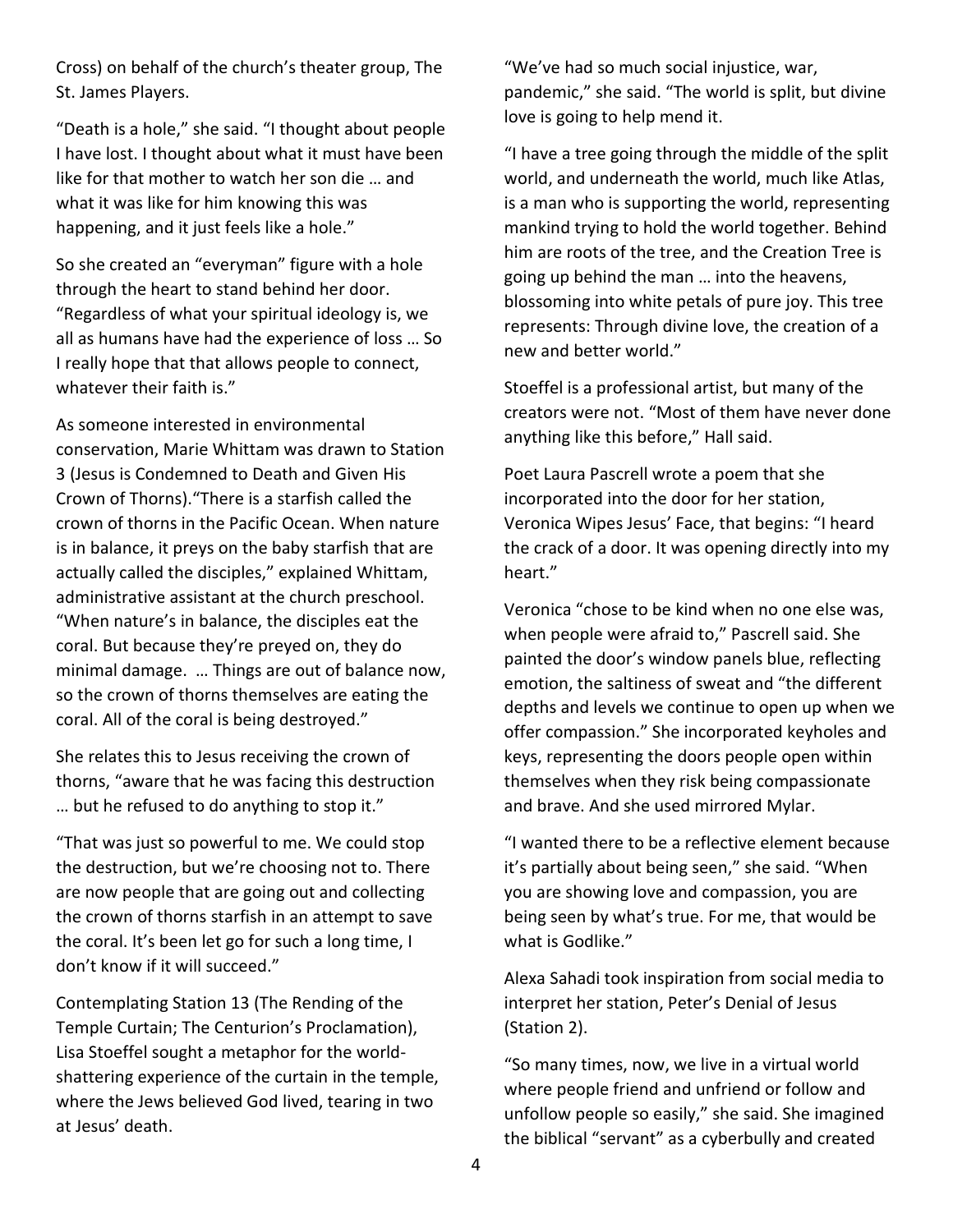Cross) on behalf of the church's theater group, The St. James Players.

"Death is a hole," she said. "I thought about people I have lost. I thought about what it must have been like for that mother to watch her son die … and what it was like for him knowing this was happening, and it just feels like a hole."

So she created an "everyman" figure with a hole through the heart to stand behind her door. "Regardless of what your spiritual ideology is, we all as humans have had the experience of loss … So I really hope that that allows people to connect, whatever their faith is."

As someone interested in environmental conservation, Marie Whittam was drawn to Station 3 (Jesus is Condemned to Death and Given His Crown of Thorns)."There is a starfish called the crown of thorns in the Pacific Ocean. When nature is in balance, it preys on the baby starfish that are actually called the disciples," explained Whittam, administrative assistant at the church preschool. "When nature's in balance, the disciples eat the coral. But because they're preyed on, they do minimal damage. … Things are out of balance now, so the crown of thorns themselves are eating the coral. All of the coral is being destroyed."

She relates this to Jesus receiving the crown of thorns, "aware that he was facing this destruction … but he refused to do anything to stop it."

"That was just so powerful to me. We could stop the destruction, but we're choosing not to. There are now people that are going out and collecting the crown of thorns starfish in an attempt to save the coral. It's been let go for such a long time, I don't know if it will succeed."

Contemplating Station 13 (The Rending of the Temple Curtain; The Centurion's Proclamation), Lisa Stoeffel sought a metaphor for the world-shattering experience of the curtain in the temple, where the Jews believed God lived, tearing in two at Jesus' death.

"We've had so much social injustice, war, pandemic," she said. "The world is split, but divine love is going to help mend it.

"I have a tree going through the middle of the split world, and underneath the world, much like Atlas, is a man who is supporting the world, representing mankind trying to hold the world together. Behind him are roots of the tree, and the Creation Tree is going up behind the man … into the heavens, blossoming into white petals of pure joy. This tree represents: Through divine love, the creation of a new and better world."

Stoeffel is a professional artist, but many of the creators were not. "Most of them have never done anything like this before," Hall said.

Poet Laura Pascrell wrote a poem that she incorporated into the door for her station, Veronica Wipes Jesus' Face, that begins: "I heard the crack of a door. It was opening directly into my heart."

Veronica "chose to be kind when no one else was, when people were afraid to," Pascrell said. She painted the door's window panels blue, reflecting emotion, the saltiness of sweat and "the different depths and levels we continue to open up when we offer compassion." She incorporated keyholes and keys, representing the doors people open within themselves when they risk being compassionate and brave. And she used mirrored Mylar.

"I wanted there to be a reflective element because it's partially about being seen," she said. "When you are showing love and compassion, you are being seen by what's true. For me, that would be what is Godlike."

Alexa Sahadi took inspiration from social media to interpret her station, Peter's Denial of Jesus (Station 2).

"So many times, now, we live in a virtual world where people friend and unfriend or follow and unfollow people so easily," she said. She imagined the biblical "servant" as a cyberbully and created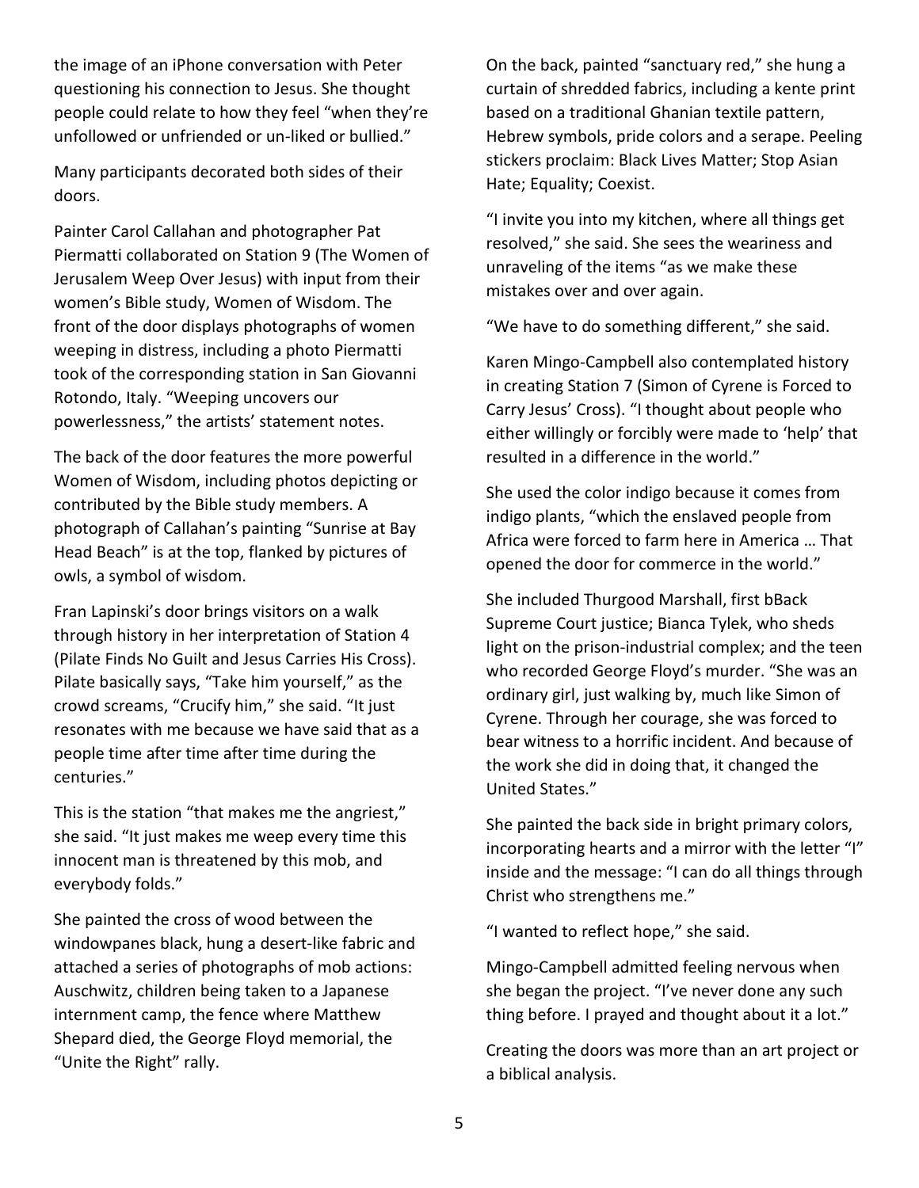the image of an iPhone conversation with Peter questioning his connection to Jesus. She thought people could relate to how they feel "when they're unfollowed or unfriended or un-liked or bullied."

Many participants decorated both sides of their doors.

Painter Carol Callahan and photographer Pat Piermatti collaborated on Station 9 (The Women of Jerusalem Weep Over Jesus) with input from their women's Bible study, Women of Wisdom. The front of the door displays photographs of women weeping in distress, including a photo Piermatti took of the corresponding station in San Giovanni Rotondo, Italy. "Weeping uncovers our powerlessness," the artists' statement notes.

The back of the door features the more powerful Women of Wisdom, including photos depicting or contributed by the Bible study members. A photograph of Callahan's painting "Sunrise at Bay Head Beach" is at the top, flanked by pictures of owls, a symbol of wisdom.

Fran Lapinski's door brings visitors on a walk through history in her interpretation of Station 4 (Pilate Finds No Guilt and Jesus Carries His Cross). Pilate basically says, "Take him yourself," as the crowd screams, "Crucify him," she said. "It just resonates with me because we have said that as a people time after time after time during the centuries."

This is the station "that makes me the angriest," she said. "It just makes me weep every time this innocent man is threatened by this mob, and everybody folds."

She painted the cross of wood between the windowpanes black, hung a desert-like fabric and attached a series of photographs of mob actions: Auschwitz, children being taken to a Japanese internment camp, the fence where Matthew Shepard died, the George Floyd memorial, the "Unite the Right" rally.

On the back, painted "sanctuary red," she hung a curtain of shredded fabrics, including a kente print based on a traditional Ghanian textile pattern, Hebrew symbols, pride colors and a serape. Peeling stickers proclaim: Black Lives Matter; Stop Asian Hate; Equality; Coexist.

"I invite you into my kitchen, where all things get resolved," she said. She sees the weariness and unraveling of the items "as we make these mistakes over and over again.

"We have to do something different," she said.

Karen Mingo-Campbell also contemplated history in creating Station 7 (Simon of Cyrene is Forced to Carry Jesus' Cross). "I thought about people who either willingly or forcibly were made to 'help' that resulted in a difference in the world."

She used the color indigo because it comes from indigo plants, "which the enslaved people from Africa were forced to farm here in America … That opened the door for commerce in the world."

She included Thurgood Marshall, first bBack Supreme Court justice; Bianca Tylek, who sheds light on the prison-industrial complex; and the teen who recorded George Floyd's murder. "She was an ordinary girl, just walking by, much like Simon of Cyrene. Through her courage, she was forced to bear witness to a horrific incident. And because of the work she did in doing that, it changed the United States."

She painted the back side in bright primary colors, incorporating hearts and a mirror with the letter "I" inside and the message: "I can do all things through Christ who strengthens me."

"I wanted to reflect hope," she said.

Mingo-Campbell admitted feeling nervous when she began the project. "I've never done any such thing before. I prayed and thought about it a lot."

Creating the doors was more than an art project or a biblical analysis.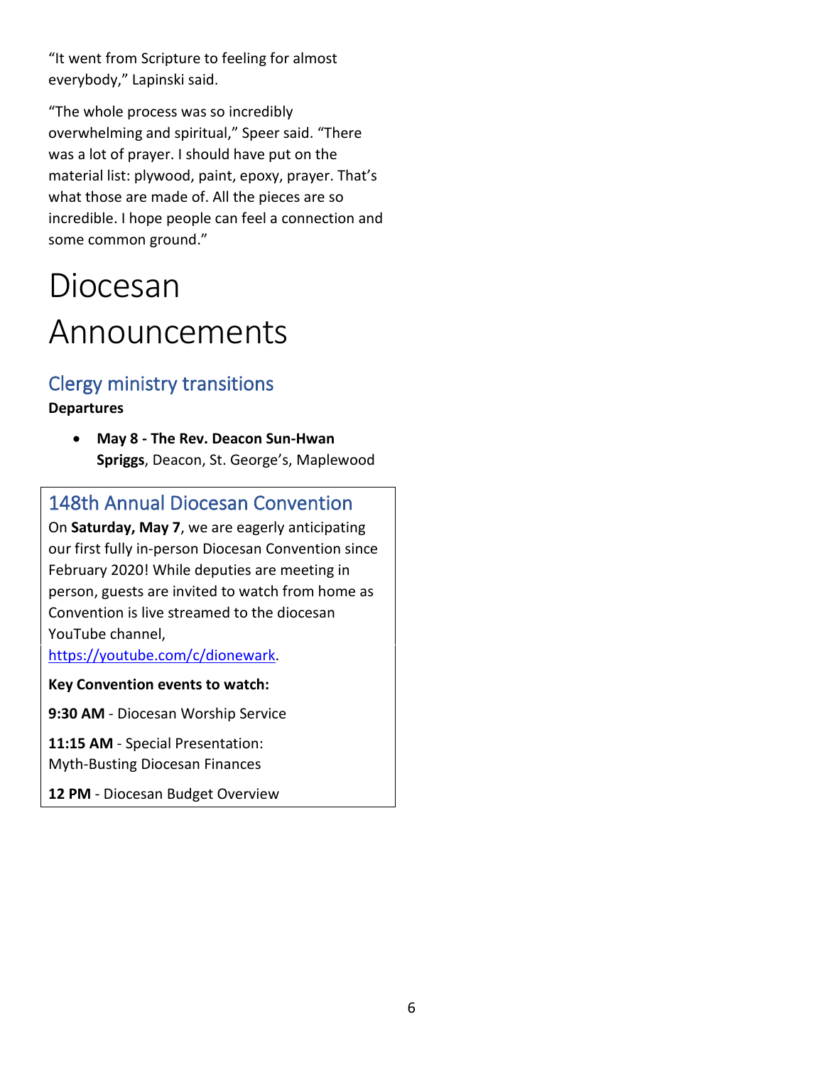"It went from Scripture to feeling for almost everybody," Lapinski said.

"The whole process was so incredibly overwhelming and spiritual," Speer said. "There was a lot of prayer. I should have put on the material list: plywood, paint, epoxy, prayer. That's what those are made of. All the pieces are so incredible. I hope people can feel a connection and some common ground."

# Diocesan Announcements

## Clergy ministry transitions

**Departures**

- **May 8 - The Rev. Deacon Sun-Hwan Spriggs**, Deacon, St. George's, Maplewood

## 148th Annual Diocesan Convention

On **Saturday, May 7**, we are eagerly anticipating our first fully in-person Diocesan Convention since February 2020! While deputies are meeting in person, guests are invited to watch from home as Convention is live streamed to the diocesan YouTube channel, https://youtube.com/c/dionewark.

**Key Convention events to watch:**

**9:30 AM** - Diocesan Worship Service

**11:15 AM** - Special Presentation: Myth-Busting Diocesan Finances

**12 PM** - Diocesan Budget Overview